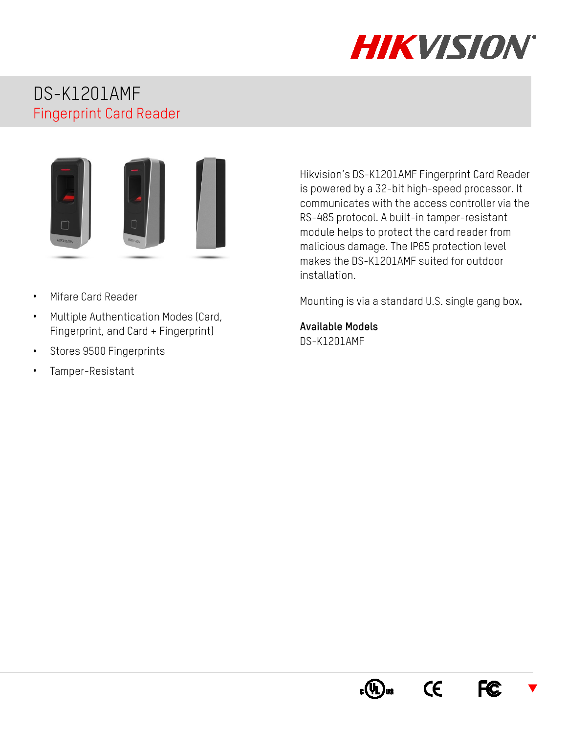# DS-K1201AMF

## Fingerprint Card Reader

- Mifare Card Reader
- Multiple Authentication Modes (Card, Fingerprint, and Card + Fingerprint)
- Stores 9500 Fingerprints
- Tamper-Resistant

Hikvision's DS-K1201AMF Fingerprint Card Reader is powered by a 32-bit high-speed processor. It communicates with the access controller via the RS-485 protocol. A built-in tamper-resistant module helps to protect the card reader from malicious damage. The IP65 protection level makes the DS-K1201AMF suited for outdoor installation.

Mounting is via a standard U.S. single gang box.

**Available Models**

DS-K1201AMF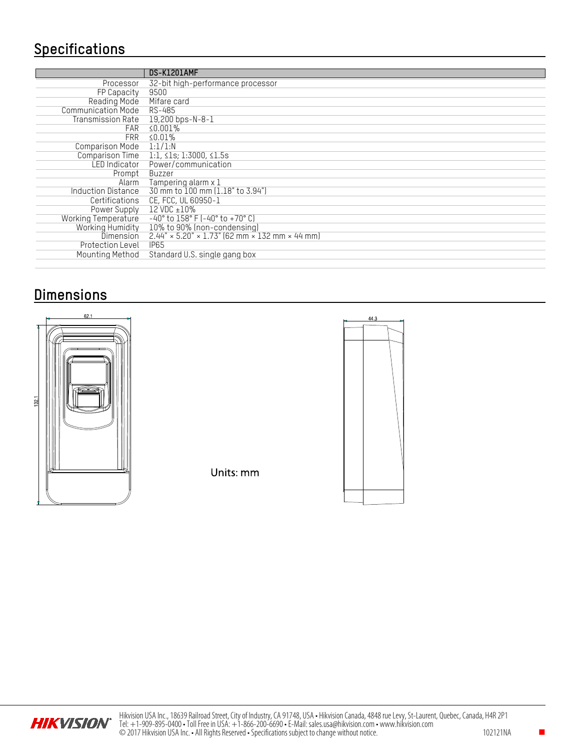## Specifications

| | DS-K1201AMF |
|---|---|
| Processor | 32-bit high-performance processor |
| FP Capacity | 9500 |
| Reading Mode | Mifare card |
| Communication Mode | RS-485 |
| Transmission Rate | 19,200 bps-N-8-1 |
| FAR | ≤0.001% |
| FRR | ≤0.01% |
| Comparison Mode | 1:1/1:N |
| Comparison Time | 1:1, ≤1s; 1:3000, ≤1.5s |
| LED Indicator | Power/communication |
| Prompt | Buzzer |
| Alarm | Tampering alarm x 1 |
| Induction Distance | 30 mm to 100 mm (1.18" to 3.94") |
| Certifications | CE, FCC, UL 60950-1 |
| Power Supply | 12 VDC ±10% |
| Working Temperature | -40° to 158° F (-40° to +70° C) |
| Working Humidity | 10% to 90% (non-condensing) |
| Dimension | 2.44" × 5.20" × 1.73" (62 mm × 132 mm × 44 mm) |
| Protection Level | IP65 |
| Mounting Method | Standard U.S. single gang box |

## Dimensions

62.1

132.1

44.3

Units: mm

Hikvision USA Inc., 18639 Railroad Street, City of Industry, CA 91748, USA • Hikvision Canada, 4848 rue Levy, St-Laurent, Quebec, Canada, H4R 2P1
Tel: +1-909-895-0400 • Toll Free in USA: +1-866-200-6690 • E-Mail: sales.usa@hikvision.com • www.hikvision.com
© 2017 Hikvision USA Inc. • All Rights Reserved • Specifications subject to change without notice.

102121NA